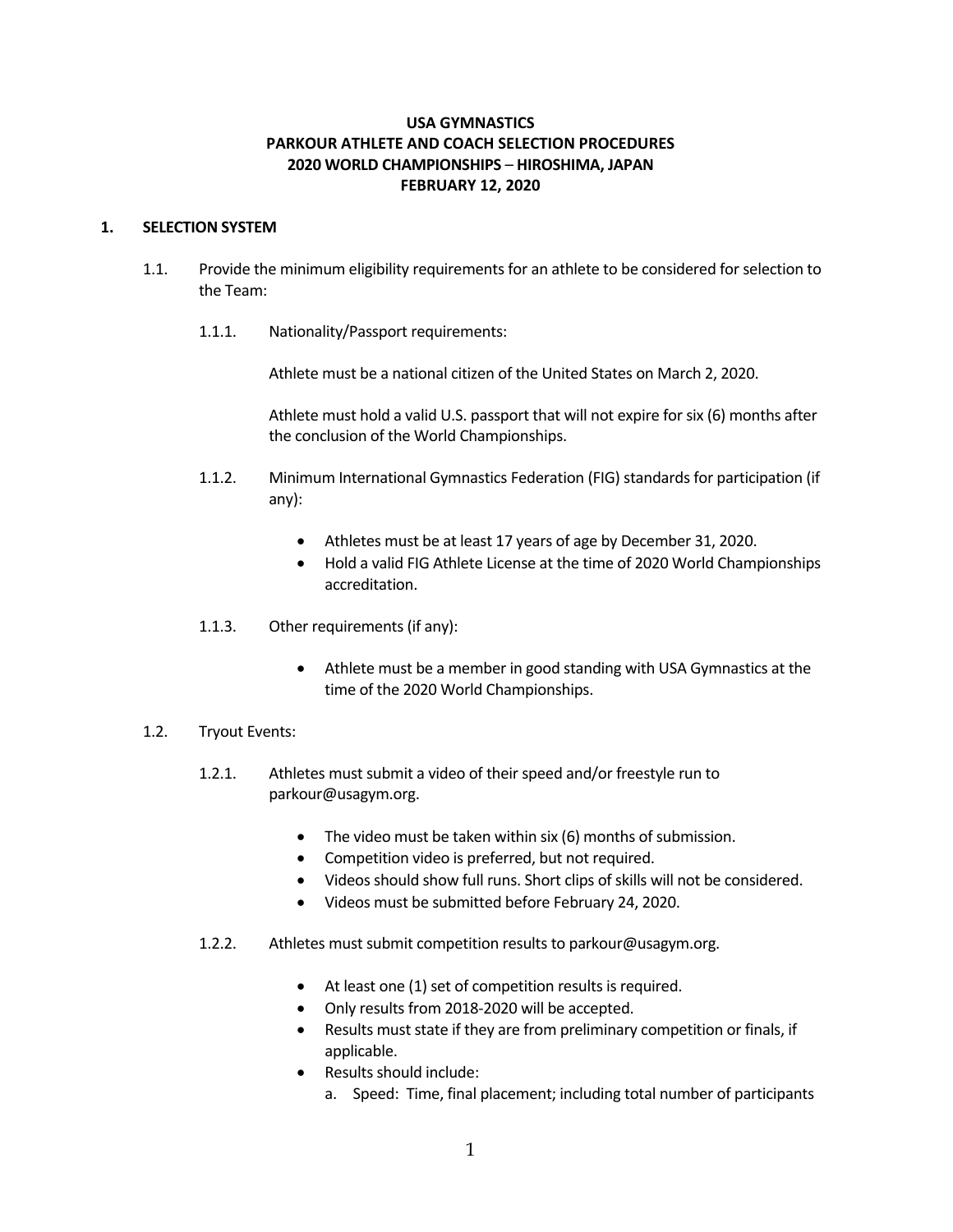**USA GYMNASTICS**
**PARKOUR ATHLETE AND COACH SELECTION PROCEDURES**
**2020 WORLD CHAMPIONSHIPS – HIROSHIMA, JAPAN**
**FEBRUARY 12, 2020**

## 1. SELECTION SYSTEM

1.1. Provide the minimum eligibility requirements for an athlete to be considered for selection to the Team:

1.1.1. Nationality/Passport requirements:

Athlete must be a national citizen of the United States on March 2, 2020.

Athlete must hold a valid U.S. passport that will not expire for six (6) months after the conclusion of the World Championships.

1.1.2. Minimum International Gymnastics Federation (FIG) standards for participation (if any):

- Athletes must be at least 17 years of age by December 31, 2020.
- Hold a valid FIG Athlete License at the time of 2020 World Championships accreditation.

1.1.3. Other requirements (if any):

- Athlete must be a member in good standing with USA Gymnastics at the time of the 2020 World Championships.

1.2. Tryout Events:

1.2.1. Athletes must submit a video of their speed and/or freestyle run to parkour@usagym.org.

- The video must be taken within six (6) months of submission.
- Competition video is preferred, but not required.
- Videos should show full runs. Short clips of skills will not be considered.
- Videos must be submitted before February 24, 2020.

1.2.2. Athletes must submit competition results to parkour@usagym.org.

- At least one (1) set of competition results is required.
- Only results from 2018-2020 will be accepted.
- Results must state if they are from preliminary competition or finals, if applicable.
- Results should include:
  a. Speed: Time, final placement; including total number of participants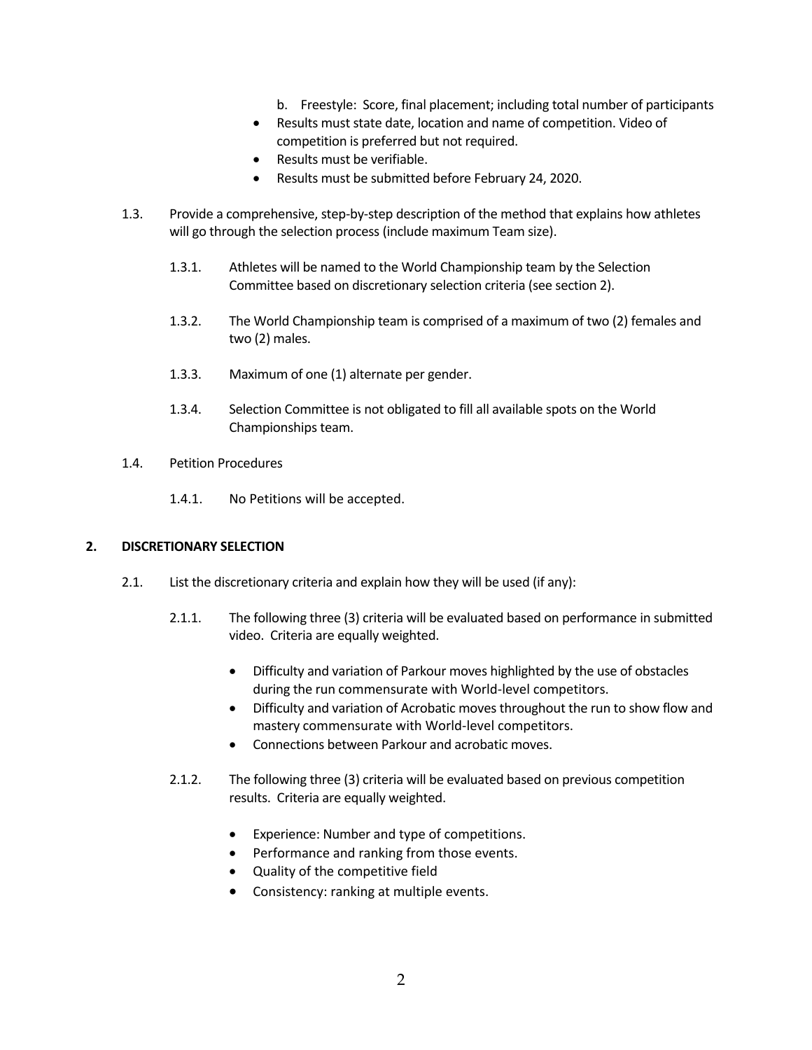b. Freestyle: Score, final placement; including total number of participants

- Results must state date, location and name of competition. Video of competition is preferred but not required.
- Results must be verifiable.
- Results must be submitted before February 24, 2020.

1.3. Provide a comprehensive, step-by-step description of the method that explains how athletes will go through the selection process (include maximum Team size).

1.3.1. Athletes will be named to the World Championship team by the Selection Committee based on discretionary selection criteria (see section 2).

1.3.2. The World Championship team is comprised of a maximum of two (2) females and two (2) males.

1.3.3. Maximum of one (1) alternate per gender.

1.3.4. Selection Committee is not obligated to fill all available spots on the World Championships team.

1.4. Petition Procedures

1.4.1. No Petitions will be accepted.

## 2. DISCRETIONARY SELECTION

2.1. List the discretionary criteria and explain how they will be used (if any):

2.1.1. The following three (3) criteria will be evaluated based on performance in submitted video. Criteria are equally weighted.

- Difficulty and variation of Parkour moves highlighted by the use of obstacles during the run commensurate with World-level competitors.
- Difficulty and variation of Acrobatic moves throughout the run to show flow and mastery commensurate with World-level competitors.
- Connections between Parkour and acrobatic moves.

2.1.2. The following three (3) criteria will be evaluated based on previous competition results. Criteria are equally weighted.

- Experience: Number and type of competitions.
- Performance and ranking from those events.
- Quality of the competitive field
- Consistency: ranking at multiple events.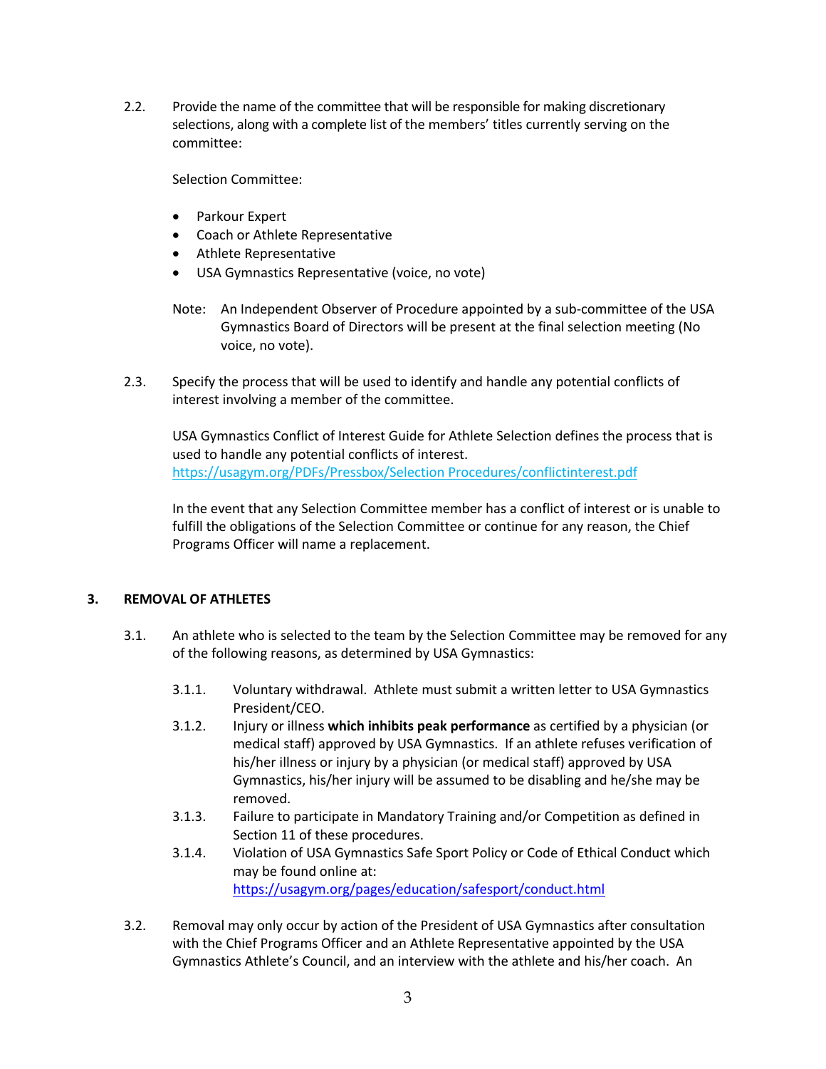2.2. Provide the name of the committee that will be responsible for making discretionary selections, along with a complete list of the members' titles currently serving on the committee:

Selection Committee:

- Parkour Expert
- Coach or Athlete Representative
- Athlete Representative
- USA Gymnastics Representative (voice, no vote)

Note: An Independent Observer of Procedure appointed by a sub-committee of the USA Gymnastics Board of Directors will be present at the final selection meeting (No voice, no vote).

2.3. Specify the process that will be used to identify and handle any potential conflicts of interest involving a member of the committee.

USA Gymnastics Conflict of Interest Guide for Athlete Selection defines the process that is used to handle any potential conflicts of interest. https://usagym.org/PDFs/Pressbox/Selection Procedures/conflictinterest.pdf

In the event that any Selection Committee member has a conflict of interest or is unable to fulfill the obligations of the Selection Committee or continue for any reason, the Chief Programs Officer will name a replacement.

## 3. REMOVAL OF ATHLETES

3.1. An athlete who is selected to the team by the Selection Committee may be removed for any of the following reasons, as determined by USA Gymnastics:

3.1.1. Voluntary withdrawal. Athlete must submit a written letter to USA Gymnastics President/CEO.

3.1.2. Injury or illness **which inhibits peak performance** as certified by a physician (or medical staff) approved by USA Gymnastics. If an athlete refuses verification of his/her illness or injury by a physician (or medical staff) approved by USA Gymnastics, his/her injury will be assumed to be disabling and he/she may be removed.

3.1.3. Failure to participate in Mandatory Training and/or Competition as defined in Section 11 of these procedures.

3.1.4. Violation of USA Gymnastics Safe Sport Policy or Code of Ethical Conduct which may be found online at: https://usagym.org/pages/education/safesport/conduct.html

3.2. Removal may only occur by action of the President of USA Gymnastics after consultation with the Chief Programs Officer and an Athlete Representative appointed by the USA Gymnastics Athlete's Council, and an interview with the athlete and his/her coach. An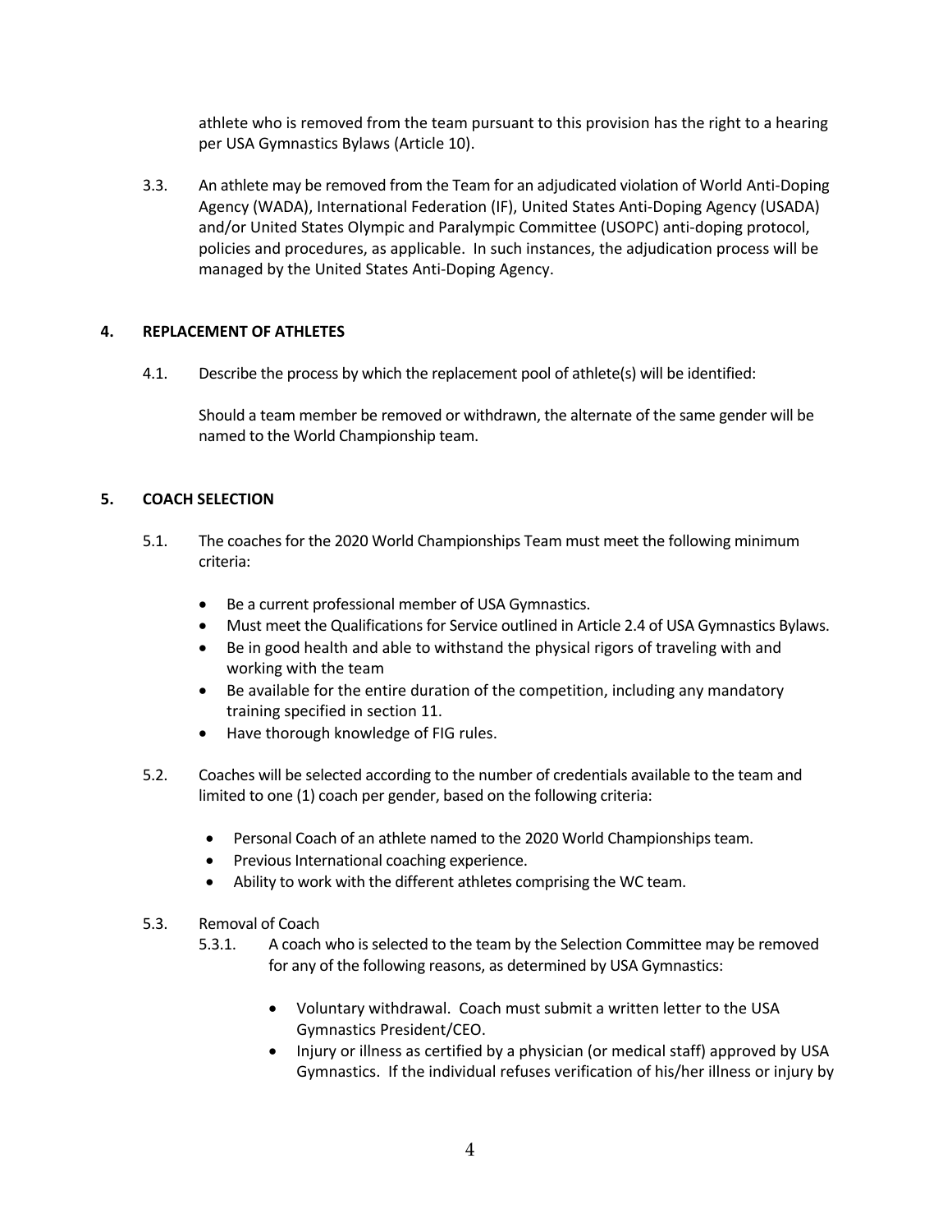athlete who is removed from the team pursuant to this provision has the right to a hearing per USA Gymnastics Bylaws (Article 10).

3.3. An athlete may be removed from the Team for an adjudicated violation of World Anti-Doping Agency (WADA), International Federation (IF), United States Anti-Doping Agency (USADA) and/or United States Olympic and Paralympic Committee (USOPC) anti-doping protocol, policies and procedures, as applicable. In such instances, the adjudication process will be managed by the United States Anti-Doping Agency.

## 4. REPLACEMENT OF ATHLETES

4.1. Describe the process by which the replacement pool of athlete(s) will be identified:

Should a team member be removed or withdrawn, the alternate of the same gender will be named to the World Championship team.

## 5. COACH SELECTION

5.1. The coaches for the 2020 World Championships Team must meet the following minimum criteria:

- Be a current professional member of USA Gymnastics.
- Must meet the Qualifications for Service outlined in Article 2.4 of USA Gymnastics Bylaws.
- Be in good health and able to withstand the physical rigors of traveling with and working with the team
- Be available for the entire duration of the competition, including any mandatory training specified in section 11.
- Have thorough knowledge of FIG rules.

5.2. Coaches will be selected according to the number of credentials available to the team and limited to one (1) coach per gender, based on the following criteria:

- Personal Coach of an athlete named to the 2020 World Championships team.
- Previous International coaching experience.
- Ability to work with the different athletes comprising the WC team.

5.3. Removal of Coach

5.3.1. A coach who is selected to the team by the Selection Committee may be removed for any of the following reasons, as determined by USA Gymnastics:

- Voluntary withdrawal. Coach must submit a written letter to the USA Gymnastics President/CEO.
- Injury or illness as certified by a physician (or medical staff) approved by USA Gymnastics. If the individual refuses verification of his/her illness or injury by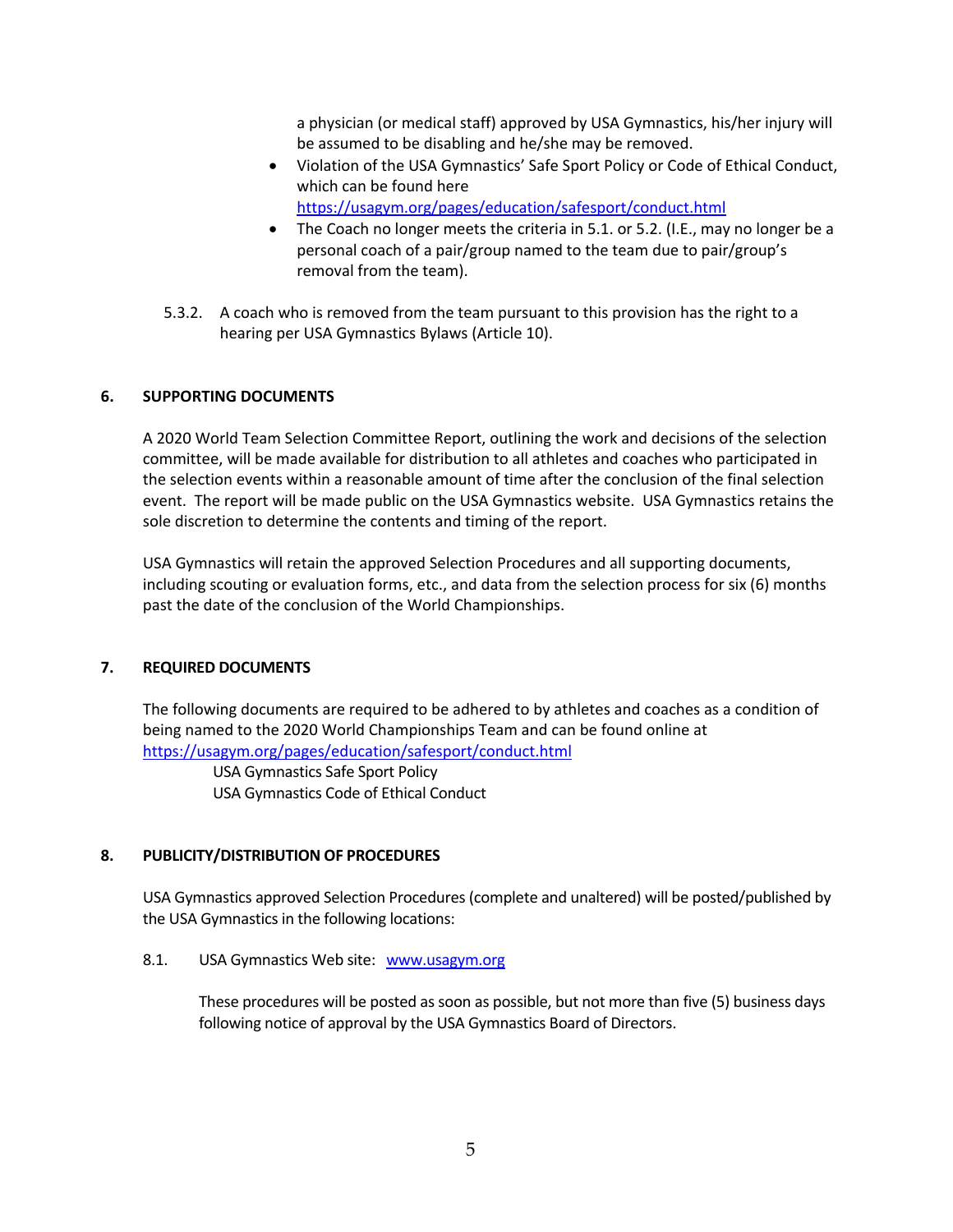a physician (or medical staff) approved by USA Gymnastics, his/her injury will be assumed to be disabling and he/she may be removed.

- Violation of the USA Gymnastics' Safe Sport Policy or Code of Ethical Conduct, which can be found here https://usagym.org/pages/education/safesport/conduct.html
- The Coach no longer meets the criteria in 5.1. or 5.2. (I.E., may no longer be a personal coach of a pair/group named to the team due to pair/group's removal from the team).

5.3.2. A coach who is removed from the team pursuant to this provision has the right to a hearing per USA Gymnastics Bylaws (Article 10).

## 6. SUPPORTING DOCUMENTS

A 2020 World Team Selection Committee Report, outlining the work and decisions of the selection committee, will be made available for distribution to all athletes and coaches who participated in the selection events within a reasonable amount of time after the conclusion of the final selection event. The report will be made public on the USA Gymnastics website. USA Gymnastics retains the sole discretion to determine the contents and timing of the report.

USA Gymnastics will retain the approved Selection Procedures and all supporting documents, including scouting or evaluation forms, etc., and data from the selection process for six (6) months past the date of the conclusion of the World Championships.

## 7. REQUIRED DOCUMENTS

The following documents are required to be adhered to by athletes and coaches as a condition of being named to the 2020 World Championships Team and can be found online at https://usagym.org/pages/education/safesport/conduct.html

USA Gymnastics Safe Sport Policy
USA Gymnastics Code of Ethical Conduct

## 8. PUBLICITY/DISTRIBUTION OF PROCEDURES

USA Gymnastics approved Selection Procedures (complete and unaltered) will be posted/published by the USA Gymnastics in the following locations:

8.1. USA Gymnastics Web site: www.usagym.org

These procedures will be posted as soon as possible, but not more than five (5) business days following notice of approval by the USA Gymnastics Board of Directors.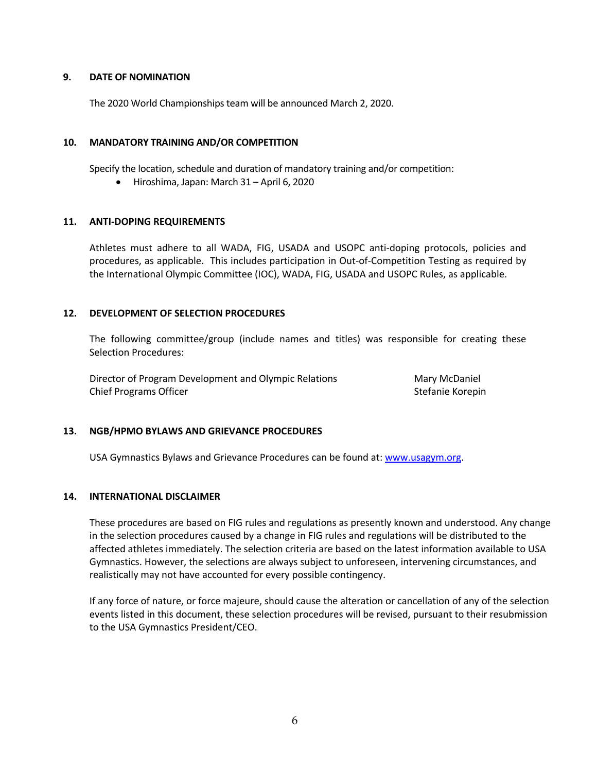## 9. DATE OF NOMINATION

The 2020 World Championships team will be announced March 2, 2020.

## 10. MANDATORY TRAINING AND/OR COMPETITION

Specify the location, schedule and duration of mandatory training and/or competition:

- Hiroshima, Japan: March 31 – April 6, 2020

## 11. ANTI-DOPING REQUIREMENTS

Athletes must adhere to all WADA, FIG, USADA and USOPC anti-doping protocols, policies and procedures, as applicable. This includes participation in Out-of-Competition Testing as required by the International Olympic Committee (IOC), WADA, FIG, USADA and USOPC Rules, as applicable.

## 12. DEVELOPMENT OF SELECTION PROCEDURES

The following committee/group (include names and titles) was responsible for creating these Selection Procedures:

| | |
|---|---|
| Director of Program Development and Olympic Relations | Mary McDaniel |
| Chief Programs Officer | Stefanie Korepin |

## 13. NGB/HPMO BYLAWS AND GRIEVANCE PROCEDURES

USA Gymnastics Bylaws and Grievance Procedures can be found at: [www.usagym.org](http://www.usagym.org).

## 14. INTERNATIONAL DISCLAIMER

These procedures are based on FIG rules and regulations as presently known and understood. Any change in the selection procedures caused by a change in FIG rules and regulations will be distributed to the affected athletes immediately. The selection criteria are based on the latest information available to USA Gymnastics. However, the selections are always subject to unforeseen, intervening circumstances, and realistically may not have accounted for every possible contingency.

If any force of nature, or force majeure, should cause the alteration or cancellation of any of the selection events listed in this document, these selection procedures will be revised, pursuant to their resubmission to the USA Gymnastics President/CEO.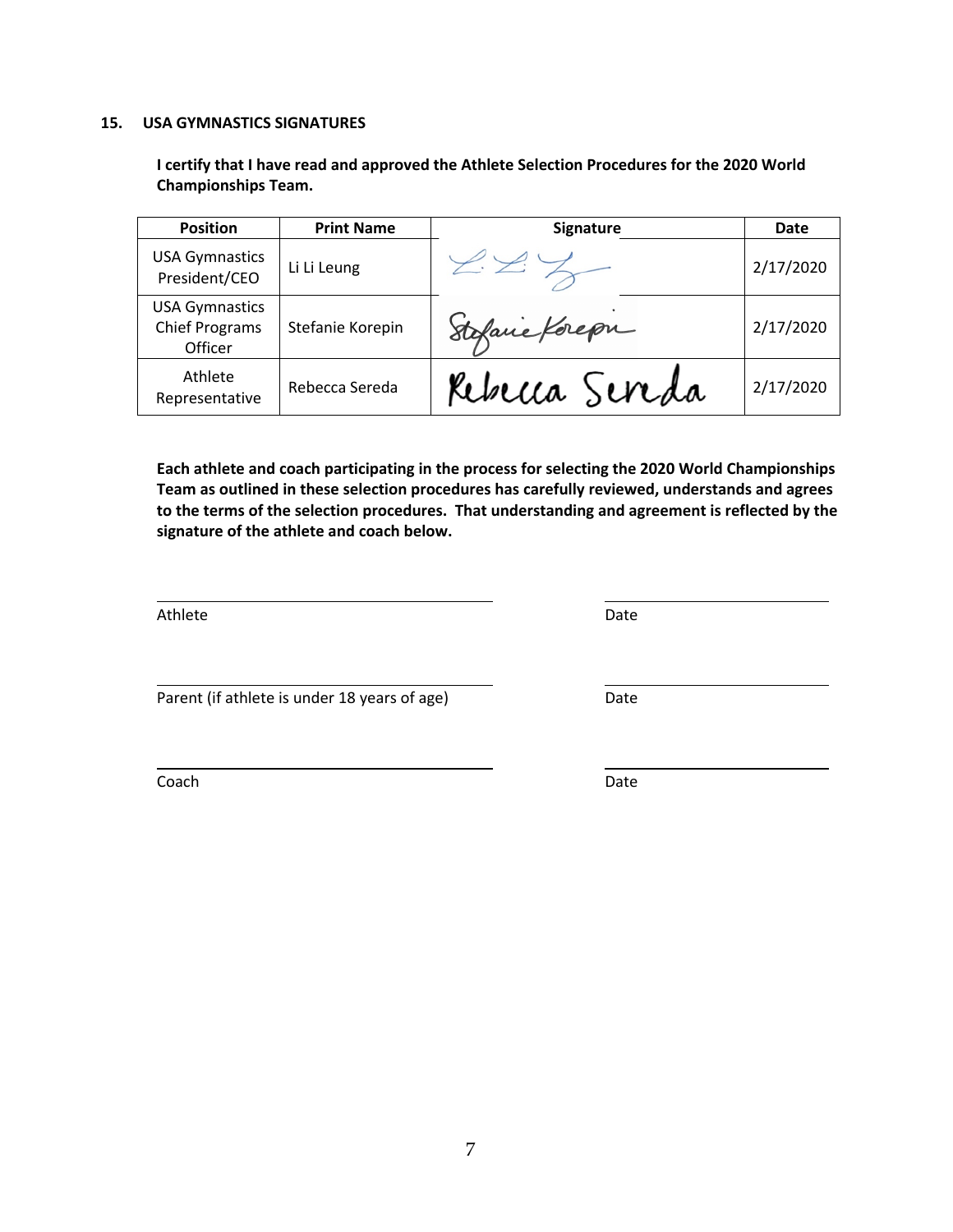## 15. USA GYMNASTICS SIGNATURES

**I certify that I have read and approved the Athlete Selection Procedures for the 2020 World Championships Team.**

| Position | Print Name | Signature | Date |
|---|---|---|---|
| USA Gymnastics President/CEO | Li Li Leung | | 2/17/2020 |
| USA Gymnastics Chief Programs Officer | Stefanie Korepin | Stefanie Korepin | 2/17/2020 |
| Athlete Representative | Rebecca Sereda | Rebecca Sereda | 2/17/2020 |

**Each athlete and coach participating in the process for selecting the 2020 World Championships Team as outlined in these selection procedures has carefully reviewed, understands and agrees to the terms of the selection procedures. That understanding and agreement is reflected by the signature of the athlete and coach below.**

Athlete _______________________ Date _______________

Parent (if athlete is under 18 years of age) _______________________ Date _______________

Coach _______________________ Date _______________